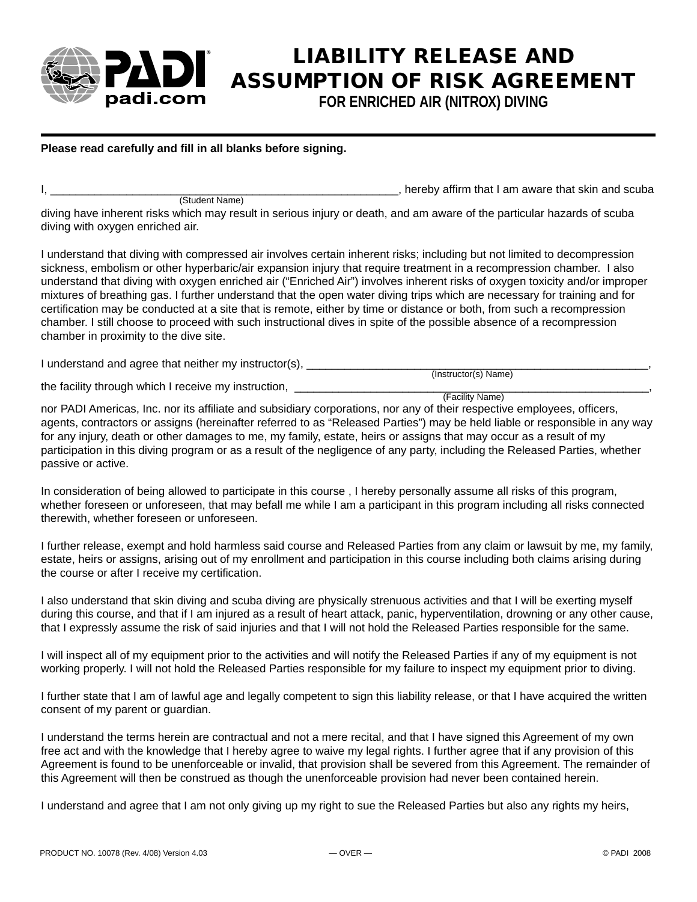PADI
padi.com

# LIABILITY RELEASE AND ASSUMPTION OF RISK AGREEMENT

## FOR ENRICHED AIR (NITROX) DIVING

**Please read carefully and fill in all blanks before signing.**

I, ________________________________________________________, hereby affirm that I am aware that skin and scuba
(Student Name)
diving have inherent risks which may result in serious injury or death, and am aware of the particular hazards of scuba diving with oxygen enriched air.

I understand that diving with compressed air involves certain inherent risks; including but not limited to decompression sickness, embolism or other hyperbaric/air expansion injury that require treatment in a recompression chamber. I also understand that diving with oxygen enriched air ("Enriched Air") involves inherent risks of oxygen toxicity and/or improper mixtures of breathing gas. I further understand that the open water diving trips which are necessary for training and for certification may be conducted at a site that is remote, either by time or distance or both, from such a recompression chamber. I still choose to proceed with such instructional dives in spite of the possible absence of a recompression chamber in proximity to the dive site.

I understand and agree that neither my instructor(s), ________________________________________________________,
(Instructor(s) Name)
the facility through which I receive my instruction, ________________________________________________________,
(Facility Name)
nor PADI Americas, Inc. nor its affiliate and subsidiary corporations, nor any of their respective employees, officers, agents, contractors or assigns (hereinafter referred to as "Released Parties") may be held liable or responsible in any way for any injury, death or other damages to me, my family, estate, heirs or assigns that may occur as a result of my participation in this diving program or as a result of the negligence of any party, including the Released Parties, whether passive or active.

In consideration of being allowed to participate in this course , I hereby personally assume all risks of this program, whether foreseen or unforeseen, that may befall me while I am a participant in this program including all risks connected therewith, whether foreseen or unforeseen.

I further release, exempt and hold harmless said course and Released Parties from any claim or lawsuit by me, my family, estate, heirs or assigns, arising out of my enrollment and participation in this course including both claims arising during the course or after I receive my certification.

I also understand that skin diving and scuba diving are physically strenuous activities and that I will be exerting myself during this course, and that if I am injured as a result of heart attack, panic, hyperventilation, drowning or any other cause, that I expressly assume the risk of said injuries and that I will not hold the Released Parties responsible for the same.

I will inspect all of my equipment prior to the activities and will notify the Released Parties if any of my equipment is not working properly. I will not hold the Released Parties responsible for my failure to inspect my equipment prior to diving.

I further state that I am of lawful age and legally competent to sign this liability release, or that I have acquired the written consent of my parent or guardian.

I understand the terms herein are contractual and not a mere recital, and that I have signed this Agreement of my own free act and with the knowledge that I hereby agree to waive my legal rights. I further agree that if any provision of this Agreement is found to be unenforceable or invalid, that provision shall be severed from this Agreement. The remainder of this Agreement will then be construed as though the unenforceable provision had never been contained herein.

I understand and agree that I am not only giving up my right to sue the Released Parties but also any rights my heirs,

PRODUCT NO. 10078 (Rev. 4/08) Version 4.03 — OVER — © PADI 2008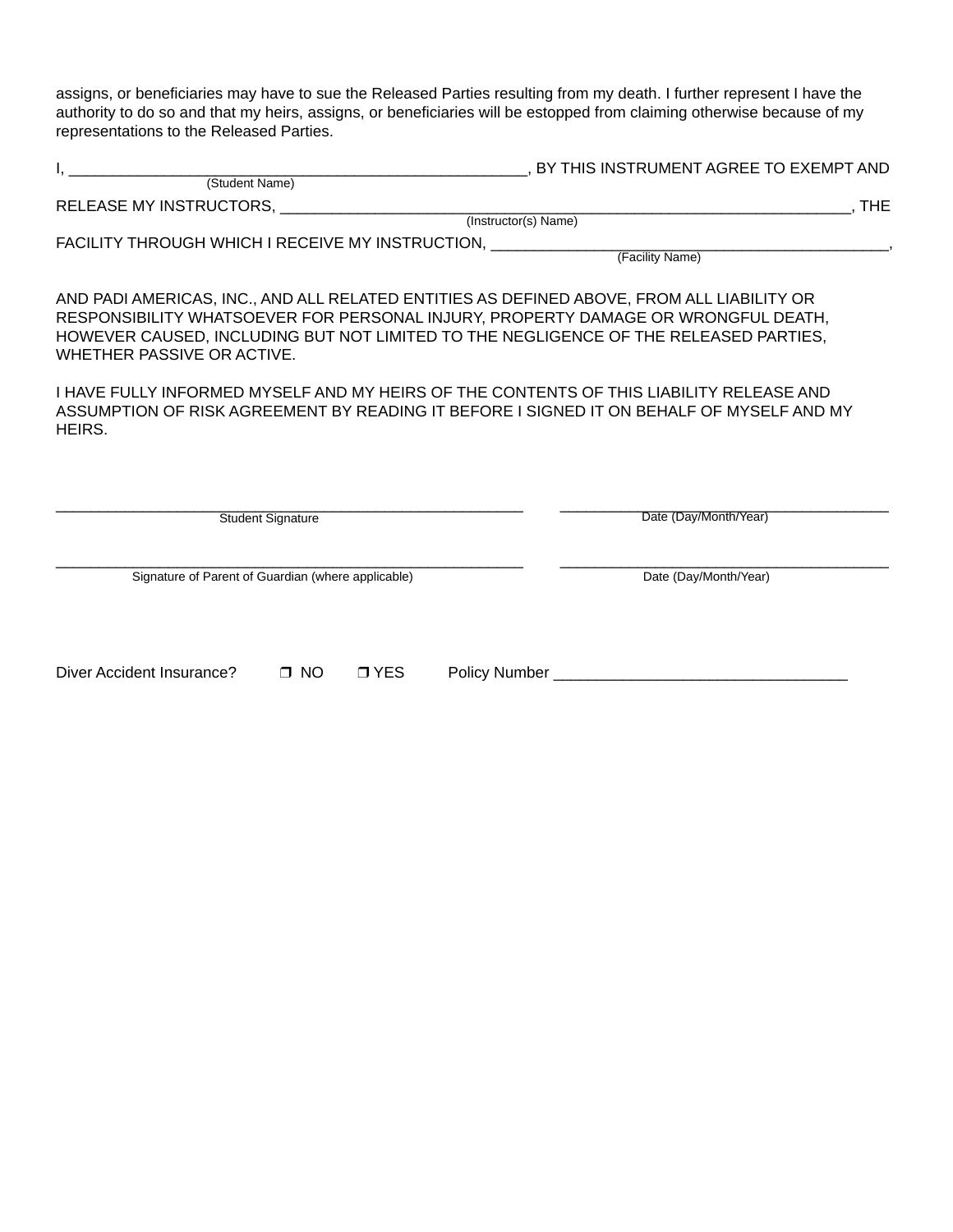assigns, or beneficiaries may have to sue the Released Parties resulting from my death. I further represent I have the authority to do so and that my heirs, assigns, or beneficiaries will be estopped from claiming otherwise because of my representations to the Released Parties.

I, ______________________________________________________, BY THIS INSTRUMENT AGREE TO EXEMPT AND
(Student Name)

RELEASE MY INSTRUCTORS, ____________________________________________________________________, THE
(Instructor(s) Name)

FACILITY THROUGH WHICH I RECEIVE MY INSTRUCTION, _______________________________________________,
(Facility Name)

AND PADI AMERICAS, INC., AND ALL RELATED ENTITIES AS DEFINED ABOVE, FROM ALL LIABILITY OR RESPONSIBILITY WHATSOEVER FOR PERSONAL INJURY, PROPERTY DAMAGE OR WRONGFUL DEATH, HOWEVER CAUSED, INCLUDING BUT NOT LIMITED TO THE NEGLIGENCE OF THE RELEASED PARTIES, WHETHER PASSIVE OR ACTIVE.

I HAVE FULLY INFORMED MYSELF AND MY HEIRS OF THE CONTENTS OF THIS LIABILITY RELEASE AND ASSUMPTION OF RISK AGREEMENT BY READING IT BEFORE I SIGNED IT ON BEHALF OF MYSELF AND MY HEIRS.

_______________________________________________________ ______________________________________
Student Signature Date (Day/Month/Year)

_______________________________________________________ ______________________________________
Signature of Parent of Guardian (where applicable) Date (Day/Month/Year)

Diver Accident Insurance? ❒ NO ❒ YES Policy Number __________________________________